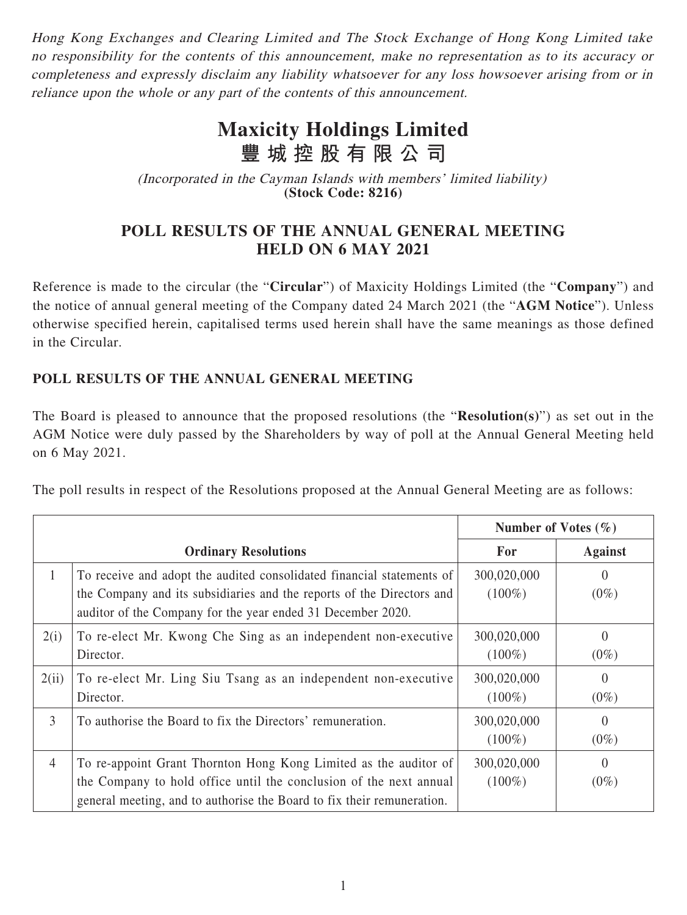*Hong Kong Exchanges and Clearing Limited and The Stock Exchange of Hong Kong Limited take no responsibility for the contents of this announcement, make no representation as to its accuracy or completeness and expressly disclaim any liability whatsoever for any loss howsoever arising from or in reliance upon the whole or any part of the contents of this announcement.*

# Maxicity Holdings Limited
# 豐城控股有限公司

*(Incorporated in the Cayman Islands with members' limited liability)*
**(Stock Code: 8216)**

## POLL RESULTS OF THE ANNUAL GENERAL MEETING HELD ON 6 MAY 2021

Reference is made to the circular (the "**Circular**") of Maxicity Holdings Limited (the "**Company**") and the notice of annual general meeting of the Company dated 24 March 2021 (the "**AGM Notice**"). Unless otherwise specified herein, capitalised terms used herein shall have the same meanings as those defined in the Circular.

### POLL RESULTS OF THE ANNUAL GENERAL MEETING

The Board is pleased to announce that the proposed resolutions (the "**Resolution(s)**") as set out in the AGM Notice were duly passed by the Shareholders by way of poll at the Annual General Meeting held on 6 May 2021.

The poll results in respect of the Resolutions proposed at the Annual General Meeting are as follows:

| | **Ordinary Resolutions** | **Number of Votes (%)** | |
|---|---|---|---|
| | | **For** | **Against** |
| 1 | To receive and adopt the audited consolidated financial statements of the Company and its subsidiaries and the reports of the Directors and auditor of the Company for the year ended 31 December 2020. | 300,020,000 (100%) | 0 (0%) |
| 2(i) | To re-elect Mr. Kwong Che Sing as an independent non-executive Director. | 300,020,000 (100%) | 0 (0%) |
| 2(ii) | To re-elect Mr. Ling Siu Tsang as an independent non-executive Director. | 300,020,000 (100%) | 0 (0%) |
| 3 | To authorise the Board to fix the Directors' remuneration. | 300,020,000 (100%) | 0 (0%) |
| 4 | To re-appoint Grant Thornton Hong Kong Limited as the auditor of the Company to hold office until the conclusion of the next annual general meeting, and to authorise the Board to fix their remuneration. | 300,020,000 (100%) | 0 (0%) |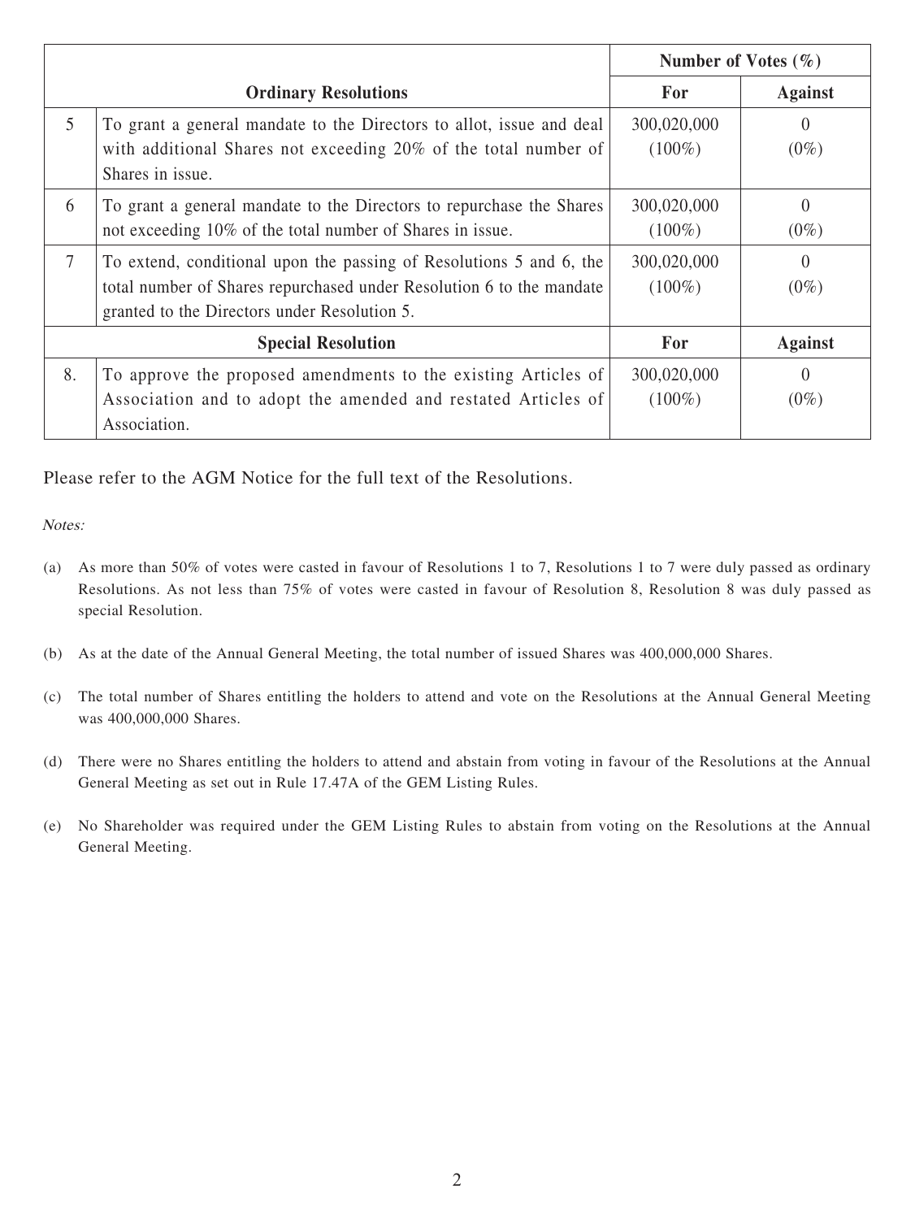| | | Number of Votes (%) | |
|---|---|---|---|
| **Ordinary Resolutions** | | **For** | **Against** |
| 5 | To grant a general mandate to the Directors to allot, issue and deal with additional Shares not exceeding 20% of the total number of Shares in issue. | 300,020,000 (100%) | 0 (0%) |
| 6 | To grant a general mandate to the Directors to repurchase the Shares not exceeding 10% of the total number of Shares in issue. | 300,020,000 (100%) | 0 (0%) |
| 7 | To extend, conditional upon the passing of Resolutions 5 and 6, the total number of Shares repurchased under Resolution 6 to the mandate granted to the Directors under Resolution 5. | 300,020,000 (100%) | 0 (0%) |
| **Special Resolution** | | **For** | **Against** |
| 8. | To approve the proposed amendments to the existing Articles of Association and to adopt the amended and restated Articles of Association. | 300,020,000 (100%) | 0 (0%) |

Please refer to the AGM Notice for the full text of the Resolutions.

*Notes:*

(a) As more than 50% of votes were casted in favour of Resolutions 1 to 7, Resolutions 1 to 7 were duly passed as ordinary Resolutions. As not less than 75% of votes were casted in favour of Resolution 8, Resolution 8 was duly passed as special Resolution.

(b) As at the date of the Annual General Meeting, the total number of issued Shares was 400,000,000 Shares.

(c) The total number of Shares entitling the holders to attend and vote on the Resolutions at the Annual General Meeting was 400,000,000 Shares.

(d) There were no Shares entitling the holders to attend and abstain from voting in favour of the Resolutions at the Annual General Meeting as set out in Rule 17.47A of the GEM Listing Rules.

(e) No Shareholder was required under the GEM Listing Rules to abstain from voting on the Resolutions at the Annual General Meeting.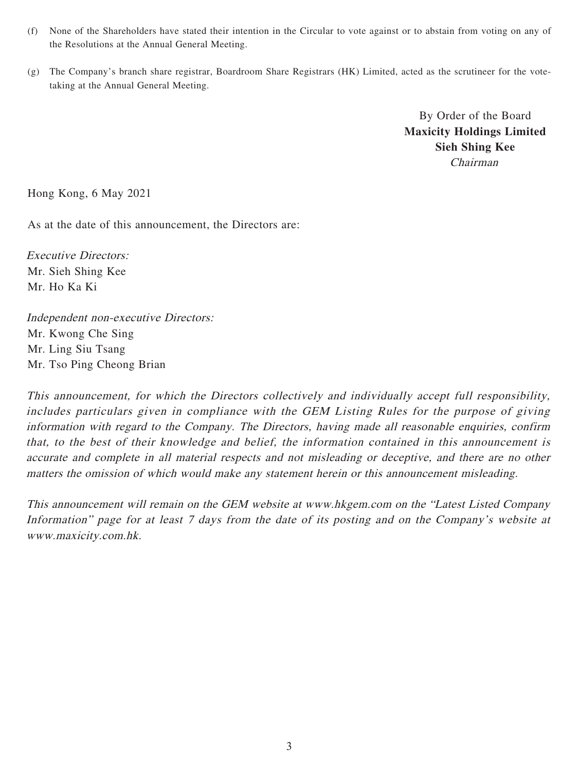(f) None of the Shareholders have stated their intention in the Circular to vote against or to abstain from voting on any of the Resolutions at the Annual General Meeting.

(g) The Company's branch share registrar, Boardroom Share Registrars (HK) Limited, acted as the scrutineer for the vote-taking at the Annual General Meeting.

By Order of the Board
**Maxicity Holdings Limited**
**Sieh Shing Kee**
*Chairman*

Hong Kong, 6 May 2021

As at the date of this announcement, the Directors are:

*Executive Directors:*
Mr. Sieh Shing Kee
Mr. Ho Ka Ki

*Independent non-executive Directors:*
Mr. Kwong Che Sing
Mr. Ling Siu Tsang
Mr. Tso Ping Cheong Brian

*This announcement, for which the Directors collectively and individually accept full responsibility, includes particulars given in compliance with the GEM Listing Rules for the purpose of giving information with regard to the Company. The Directors, having made all reasonable enquiries, confirm that, to the best of their knowledge and belief, the information contained in this announcement is accurate and complete in all material respects and not misleading or deceptive, and there are no other matters the omission of which would make any statement herein or this announcement misleading.*

*This announcement will remain on the GEM website at www.hkgem.com on the "Latest Listed Company Information" page for at least 7 days from the date of its posting and on the Company's website at www.maxicity.com.hk.*